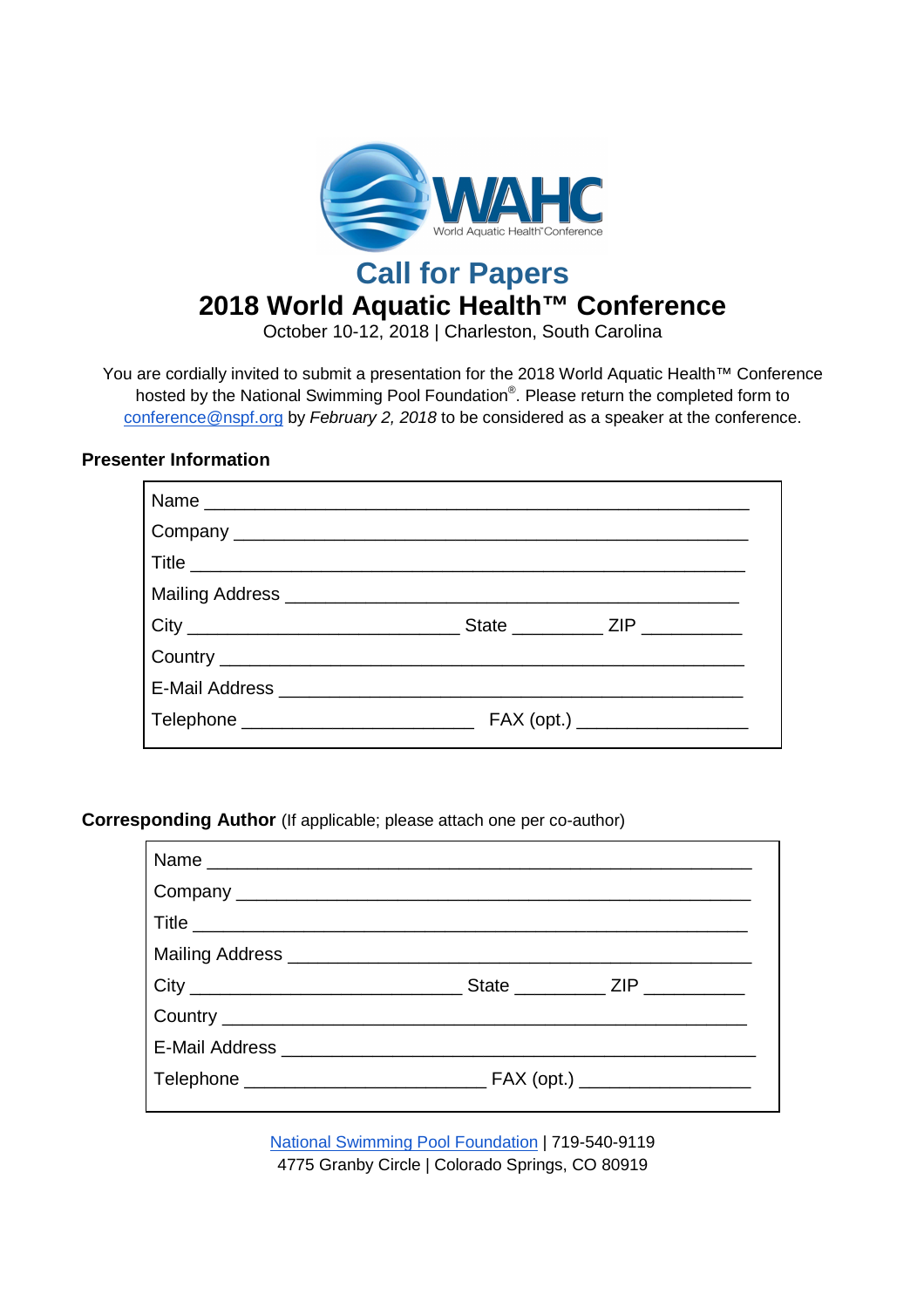WAHC
World Aquatic Health™ Conference

# Call for Papers

## 2018 World Aquatic Health™ Conference

October 10-12, 2018 | Charleston, South Carolina

You are cordially invited to submit a presentation for the 2018 World Aquatic Health™ Conference hosted by the National Swimming Pool Foundation®. Please return the completed form to conference@nspf.org by *February 2, 2018* to be considered as a speaker at the conference.

### Presenter Information

Name ____________________________________________________

Company _________________________________________________

Title _____________________________________________________

Mailing Address ____________________________________________

City __________________________ State _________ ZIP __________

Country __________________________________________________

E-Mail Address _____________________________________________

Telephone ______________________ FAX (opt.) ________________

### Corresponding Author (If applicable; please attach one per co-author)

Name ____________________________________________________

Company _________________________________________________

Title _____________________________________________________

Mailing Address ____________________________________________

City __________________________ State _________ ZIP __________

Country __________________________________________________

E-Mail Address _____________________________________________

Telephone ______________________ FAX (opt.) ________________

National Swimming Pool Foundation | 719-540-9119
4775 Granby Circle | Colorado Springs, CO 80919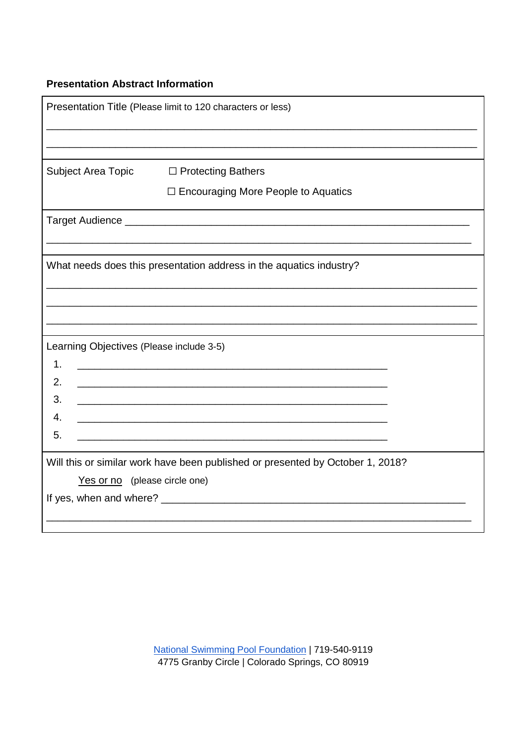**Presentation Abstract Information**

| Presentation Title (Please limit to 120 characters or less)<br><br>\_\_\_\_\_\_\_\_\_\_\_\_\_\_\_\_\_\_\_\_\_\_\_\_\_\_\_\_\_\_\_\_\_\_\_\_\_\_\_\_\_\_\_\_\_\_\_\_\_\_\_\_\_\_\_\_\_\_\_\_\_\_\_\_\_\_\_\_\_\_<br>\_\_\_\_\_\_\_\_\_\_\_\_\_\_\_\_\_\_\_\_\_\_\_\_\_\_\_\_\_\_\_\_\_\_\_\_\_\_\_\_\_\_\_\_\_\_\_\_\_\_\_\_\_\_\_\_\_\_\_\_\_\_\_\_\_\_\_\_\_\_ |
|---|
| Subject Area Topic ☐ Protecting Bathers<br>☐ Encouraging More People to Aquatics |
| Target Audience \_\_\_\_\_\_\_\_\_\_\_\_\_\_\_\_\_\_\_\_\_\_\_\_\_\_\_\_\_\_\_\_\_\_\_\_\_\_\_\_\_\_\_\_\_\_\_\_\_\_\_\_\_\_\_\_\_\_<br>\_\_\_\_\_\_\_\_\_\_\_\_\_\_\_\_\_\_\_\_\_\_\_\_\_\_\_\_\_\_\_\_\_\_\_\_\_\_\_\_\_\_\_\_\_\_\_\_\_\_\_\_\_\_\_\_\_\_\_\_\_\_\_\_\_\_\_\_\_\_ |
| What needs does this presentation address in the aquatics industry?<br>\_\_\_\_\_\_\_\_\_\_\_\_\_\_\_\_\_\_\_\_\_\_\_\_\_\_\_\_\_\_\_\_\_\_\_\_\_\_\_\_\_\_\_\_\_\_\_\_\_\_\_\_\_\_\_\_\_\_\_\_\_\_\_\_\_\_\_\_\_\_<br>\_\_\_\_\_\_\_\_\_\_\_\_\_\_\_\_\_\_\_\_\_\_\_\_\_\_\_\_\_\_\_\_\_\_\_\_\_\_\_\_\_\_\_\_\_\_\_\_\_\_\_\_\_\_\_\_\_\_\_\_\_\_\_\_\_\_\_\_\_\_<br>\_\_\_\_\_\_\_\_\_\_\_\_\_\_\_\_\_\_\_\_\_\_\_\_\_\_\_\_\_\_\_\_\_\_\_\_\_\_\_\_\_\_\_\_\_\_\_\_\_\_\_\_\_\_\_\_\_\_\_\_\_\_\_\_\_\_\_\_\_\_ |
| Learning Objectives (Please include 3-5)<br>1. \_\_\_\_\_\_\_\_\_\_\_\_\_\_\_\_\_\_\_\_\_\_\_\_\_\_\_\_\_\_\_\_\_\_\_\_\_\_\_\_\_\_\_\_\_\_\_\_\_\_<br>2. \_\_\_\_\_\_\_\_\_\_\_\_\_\_\_\_\_\_\_\_\_\_\_\_\_\_\_\_\_\_\_\_\_\_\_\_\_\_\_\_\_\_\_\_\_\_\_\_\_\_<br>3. \_\_\_\_\_\_\_\_\_\_\_\_\_\_\_\_\_\_\_\_\_\_\_\_\_\_\_\_\_\_\_\_\_\_\_\_\_\_\_\_\_\_\_\_\_\_\_\_\_\_<br>4. \_\_\_\_\_\_\_\_\_\_\_\_\_\_\_\_\_\_\_\_\_\_\_\_\_\_\_\_\_\_\_\_\_\_\_\_\_\_\_\_\_\_\_\_\_\_\_\_\_\_<br>5. \_\_\_\_\_\_\_\_\_\_\_\_\_\_\_\_\_\_\_\_\_\_\_\_\_\_\_\_\_\_\_\_\_\_\_\_\_\_\_\_\_\_\_\_\_\_\_\_\_\_ |
| Will this or similar work have been published or presented by October 1, 2018?<br>Yes or no (please circle one)<br>If yes, when and where? \_\_\_\_\_\_\_\_\_\_\_\_\_\_\_\_\_\_\_\_\_\_\_\_\_\_\_\_\_\_\_\_\_\_\_\_\_\_\_\_\_\_\_\_\_\_\_\_<br>\_\_\_\_\_\_\_\_\_\_\_\_\_\_\_\_\_\_\_\_\_\_\_\_\_\_\_\_\_\_\_\_\_\_\_\_\_\_\_\_\_\_\_\_\_\_\_\_\_\_\_\_\_\_\_\_\_\_\_\_\_\_\_\_\_\_\_\_\_\_ |

National Swimming Pool Foundation | 719-540-9119
4775 Granby Circle | Colorado Springs, CO 80919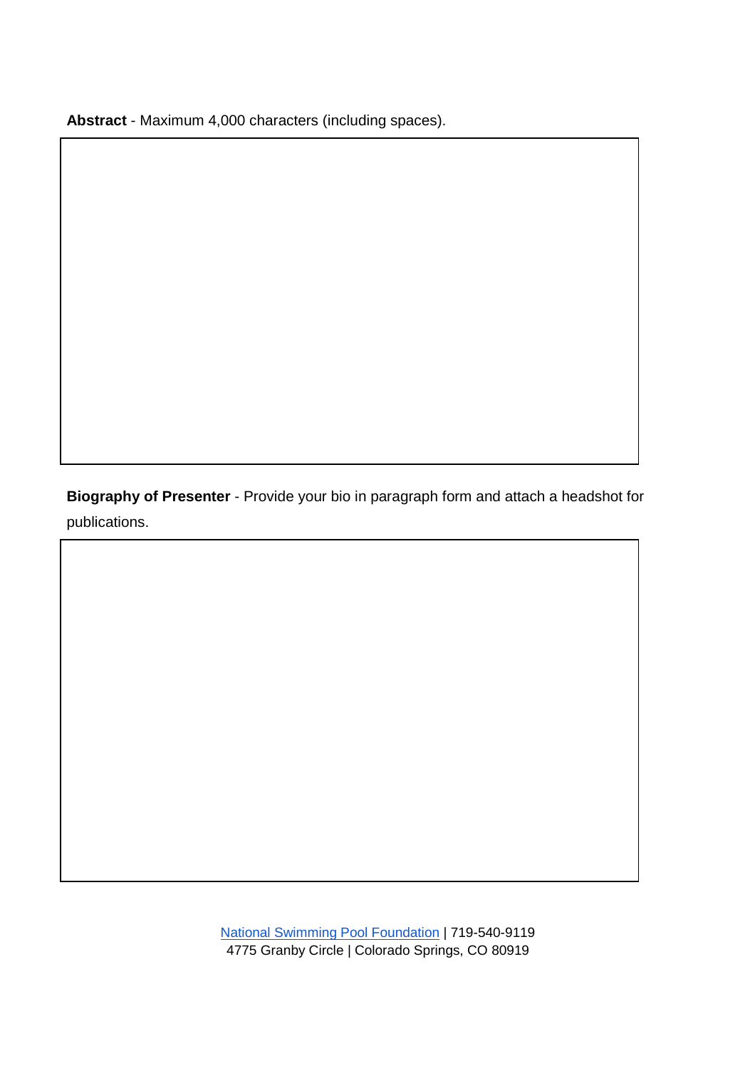**Abstract** - Maximum 4,000 characters (including spaces).

**Biography of Presenter** - Provide your bio in paragraph form and attach a headshot for publications.

National Swimming Pool Foundation | 719-540-9119
4775 Granby Circle | Colorado Springs, CO 80919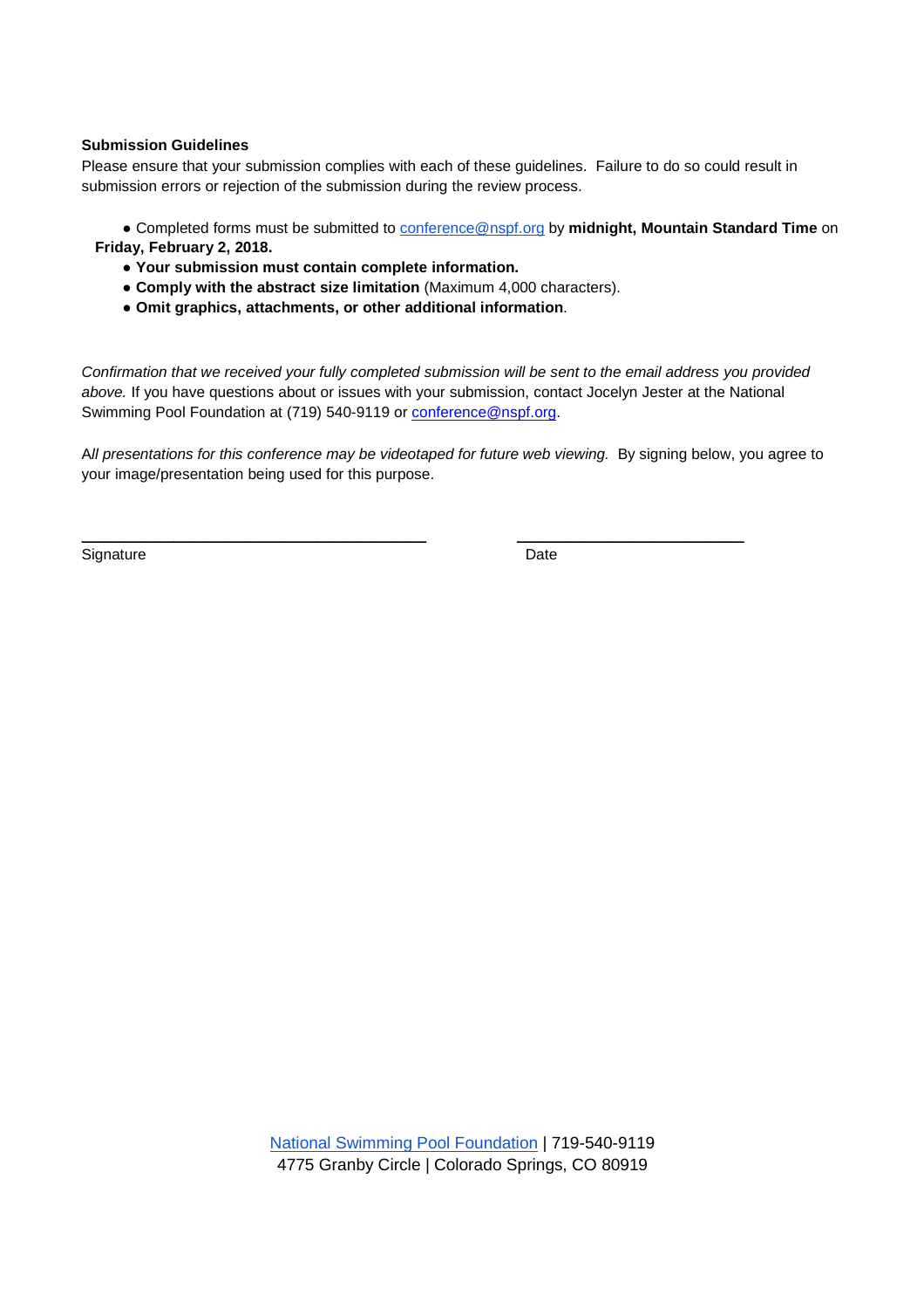**Submission Guidelines**

Please ensure that your submission complies with each of these guidelines. Failure to do so could result in submission errors or rejection of the submission during the review process.

- Completed forms must be submitted to conference@nspf.org by **midnight, Mountain Standard Time** on **Friday, February 2, 2018.**
- **Your submission must contain complete information.**
- **Comply with the abstract size limitation** (Maximum 4,000 characters).
- **Omit graphics, attachments, or other additional information**.

*Confirmation that we received your fully completed submission will be sent to the email address you provided above.* If you have questions about or issues with your submission, contact Jocelyn Jester at the National Swimming Pool Foundation at (719) 540-9119 or conference@nspf.org.

*All presentations for this conference may be videotaped for future web viewing.* By signing below, you agree to your image/presentation being used for this purpose.

\_\_\_\_\_\_\_\_\_\_\_\_\_\_\_\_\_\_\_\_\_\_\_\_\_\_\_\_\_\_\_\_\_\_\_\_\_\_\_\_ \_\_\_\_\_\_\_\_\_\_\_\_\_\_\_\_\_\_\_\_\_\_\_\_\_\_\_

Signature Date

National Swimming Pool Foundation | 719-540-9119
4775 Granby Circle | Colorado Springs, CO 80919